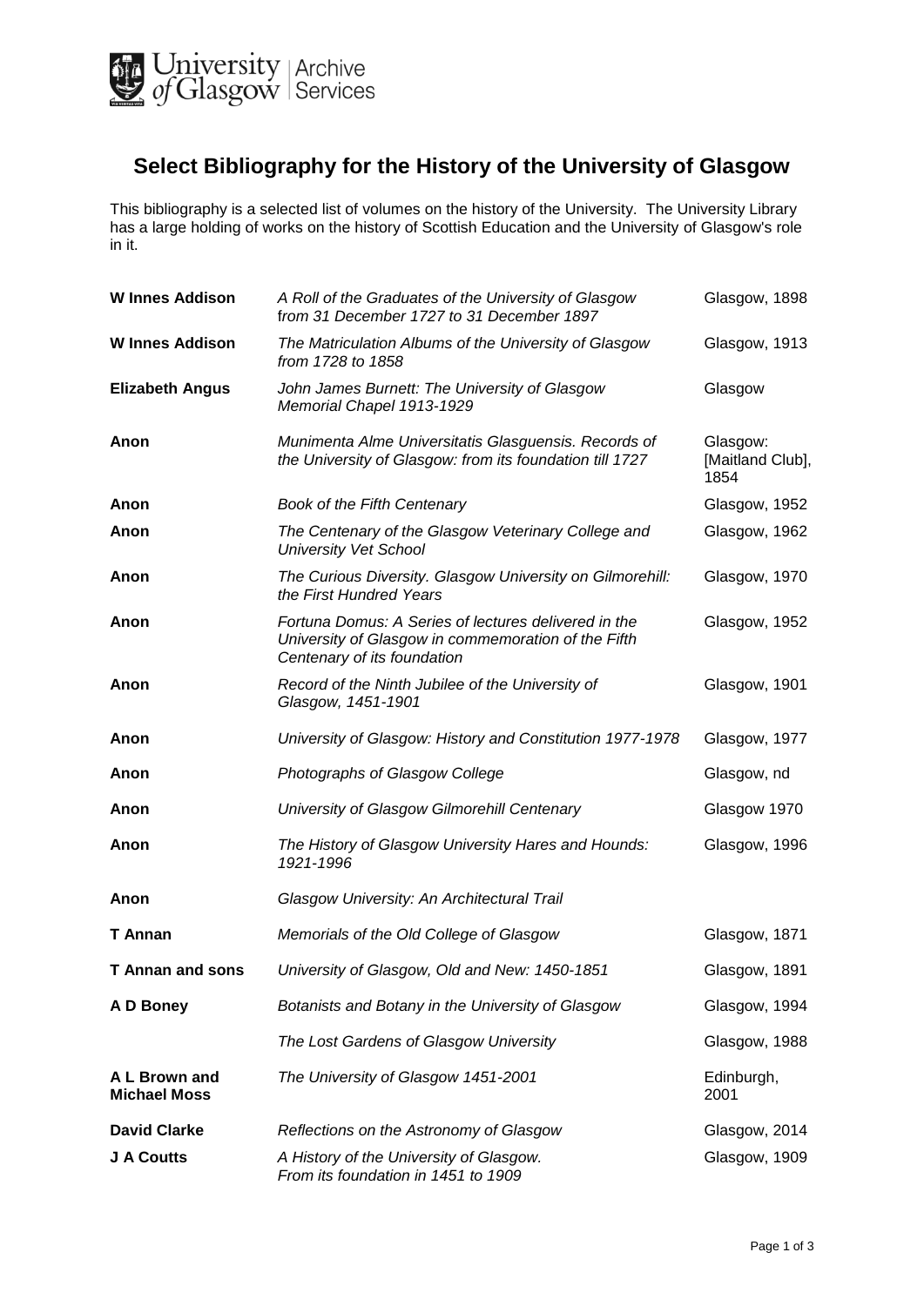# Select Bibliography for the History of the University of Glasgow

This bibliography is a selected list of volumes on the history of the University. The University Library has a large holding of works on the history of Scottish Education and the University of Glasgow's role in it.

| | | |
|---|---|---|
| **W Innes Addison** | *A Roll of the Graduates of the University of Glasgow from 31 December 1727 to 31 December 1897* | Glasgow, 1898 |
| **W Innes Addison** | *The Matriculation Albums of the University of Glasgow from 1728 to 1858* | Glasgow, 1913 |
| **Elizabeth Angus** | *John James Burnett: The University of Glasgow Memorial Chapel 1913-1929* | Glasgow |
| **Anon** | *Munimenta Alme Universitatis Glasguensis. Records of the University of Glasgow: from its foundation till 1727* | Glasgow: [Maitland Club], 1854 |
| **Anon** | *Book of the Fifth Centenary* | Glasgow, 1952 |
| **Anon** | *The Centenary of the Glasgow Veterinary College and University Vet School* | Glasgow, 1962 |
| **Anon** | *The Curious Diversity. Glasgow University on Gilmorehill: the First Hundred Years* | Glasgow, 1970 |
| **Anon** | *Fortuna Domus: A Series of lectures delivered in the University of Glasgow in commemoration of the Fifth Centenary of its foundation* | Glasgow, 1952 |
| **Anon** | *Record of the Ninth Jubilee of the University of Glasgow, 1451-1901* | Glasgow, 1901 |
| **Anon** | *University of Glasgow: History and Constitution 1977-1978* | Glasgow, 1977 |
| **Anon** | *Photographs of Glasgow College* | Glasgow, nd |
| **Anon** | *University of Glasgow Gilmorehill Centenary* | Glasgow 1970 |
| **Anon** | *The History of Glasgow University Hares and Hounds: 1921-1996* | Glasgow, 1996 |
| **Anon** | *Glasgow University: An Architectural Trail* | |
| **T Annan** | *Memorials of the Old College of Glasgow* | Glasgow, 1871 |
| **T Annan and sons** | *University of Glasgow, Old and New: 1450-1851* | Glasgow, 1891 |
| **A D Boney** | *Botanists and Botany in the University of Glasgow* | Glasgow, 1994 |
| | *The Lost Gardens of Glasgow University* | Glasgow, 1988 |
| **A L Brown and Michael Moss** | *The University of Glasgow 1451-2001* | Edinburgh, 2001 |
| **David Clarke** | *Reflections on the Astronomy of Glasgow* | Glasgow, 2014 |
| **J A Coutts** | *A History of the University of Glasgow. From its foundation in 1451 to 1909* | Glasgow, 1909 |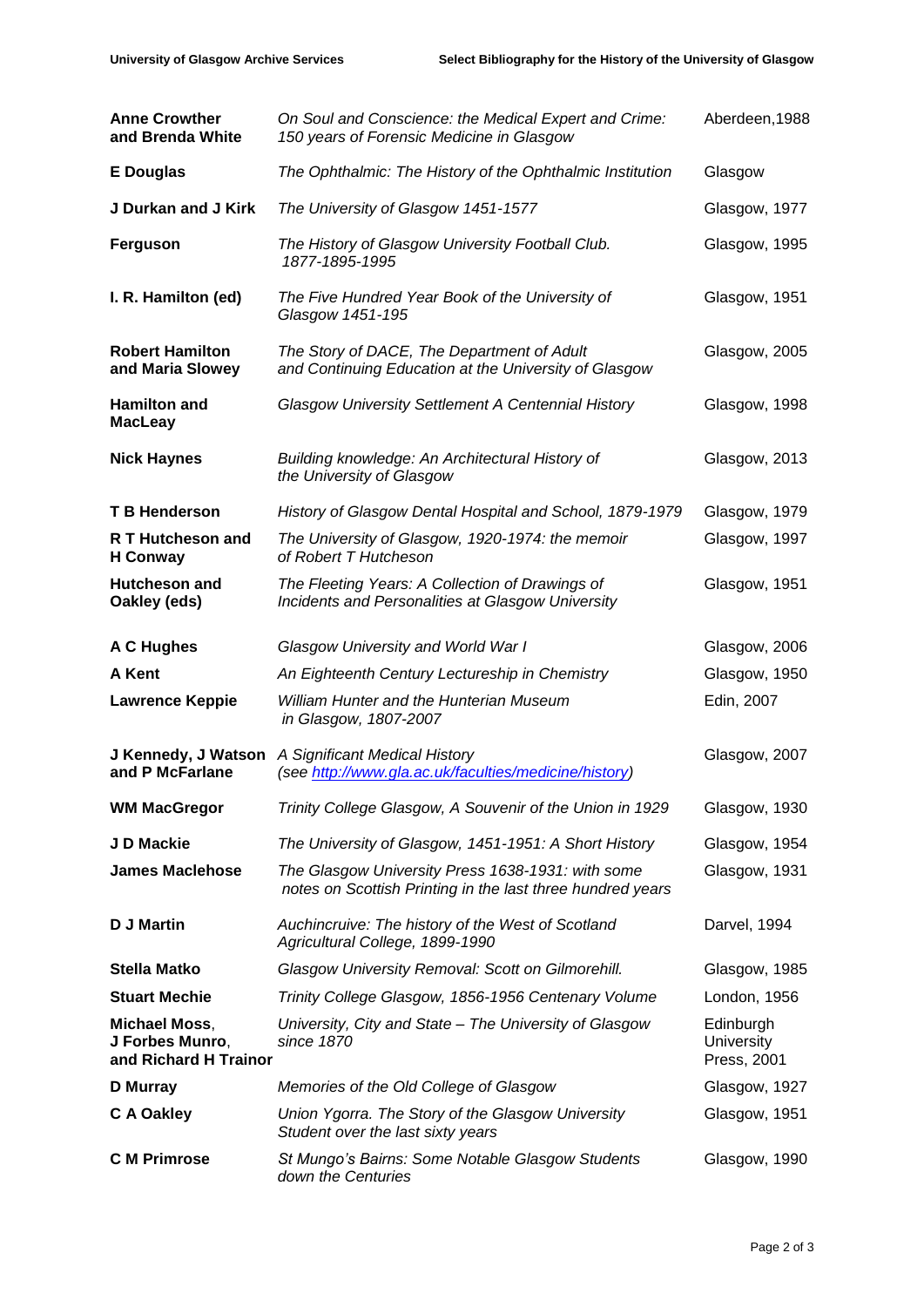| | | |
|---|---|---|
| **Anne Crowther and Brenda White** | *On Soul and Conscience: the Medical Expert and Crime: 150 years of Forensic Medicine in Glasgow* | Aberdeen,1988 |
| **E Douglas** | *The Ophthalmic: The History of the Ophthalmic Institution* | Glasgow |
| **J Durkan and J Kirk** | *The University of Glasgow 1451-1577* | Glasgow, 1977 |
| **Ferguson** | *The History of Glasgow University Football Club. 1877-1895-1995* | Glasgow, 1995 |
| **I. R. Hamilton (ed)** | *The Five Hundred Year Book of the University of Glasgow 1451-195* | Glasgow, 1951 |
| **Robert Hamilton and Maria Slowey** | *The Story of DACE, The Department of Adult and Continuing Education at the University of Glasgow* | Glasgow, 2005 |
| **Hamilton and MacLeay** | *Glasgow University Settlement A Centennial History* | Glasgow, 1998 |
| **Nick Haynes** | *Building knowledge: An Architectural History of the University of Glasgow* | Glasgow, 2013 |
| **T B Henderson** | *History of Glasgow Dental Hospital and School, 1879-1979* | Glasgow, 1979 |
| **R T Hutcheson and H Conway** | *The University of Glasgow, 1920-1974: the memoir of Robert T Hutcheson* | Glasgow, 1997 |
| **Hutcheson and Oakley (eds)** | *The Fleeting Years: A Collection of Drawings of Incidents and Personalities at Glasgow University* | Glasgow, 1951 |
| **A C Hughes** | *Glasgow University and World War I* | Glasgow, 2006 |
| **A Kent** | *An Eighteenth Century Lectureship in Chemistry* | Glasgow, 1950 |
| **Lawrence Keppie** | *William Hunter and the Hunterian Museum in Glasgow, 1807-2007* | Edin, 2007 |
| **J Kennedy, J Watson and P McFarlane** | *A Significant Medical History (see http://www.gla.ac.uk/faculties/medicine/history)* | Glasgow, 2007 |
| **WM MacGregor** | *Trinity College Glasgow, A Souvenir of the Union in 1929* | Glasgow, 1930 |
| **J D Mackie** | *The University of Glasgow, 1451-1951: A Short History* | Glasgow, 1954 |
| **James Maclehose** | *The Glasgow University Press 1638-1931: with some notes on Scottish Printing in the last three hundred years* | Glasgow, 1931 |
| **D J Martin** | *Auchincruive: The history of the West of Scotland Agricultural College, 1899-1990* | Darvel, 1994 |
| **Stella Matko** | *Glasgow University Removal: Scott on Gilmorehill.* | Glasgow, 1985 |
| **Stuart Mechie** | *Trinity College Glasgow, 1856-1956 Centenary Volume* | London, 1956 |
| **Michael Moss, J Forbes Munro, and Richard H Trainor** | *University, City and State – The University of Glasgow since 1870* | Edinburgh University Press, 2001 |
| **D Murray** | *Memories of the Old College of Glasgow* | Glasgow, 1927 |
| **C A Oakley** | *Union Ygorra. The Story of the Glasgow University Student over the last sixty years* | Glasgow, 1951 |
| **C M Primrose** | *St Mungo's Bairns: Some Notable Glasgow Students down the Centuries* | Glasgow, 1990 |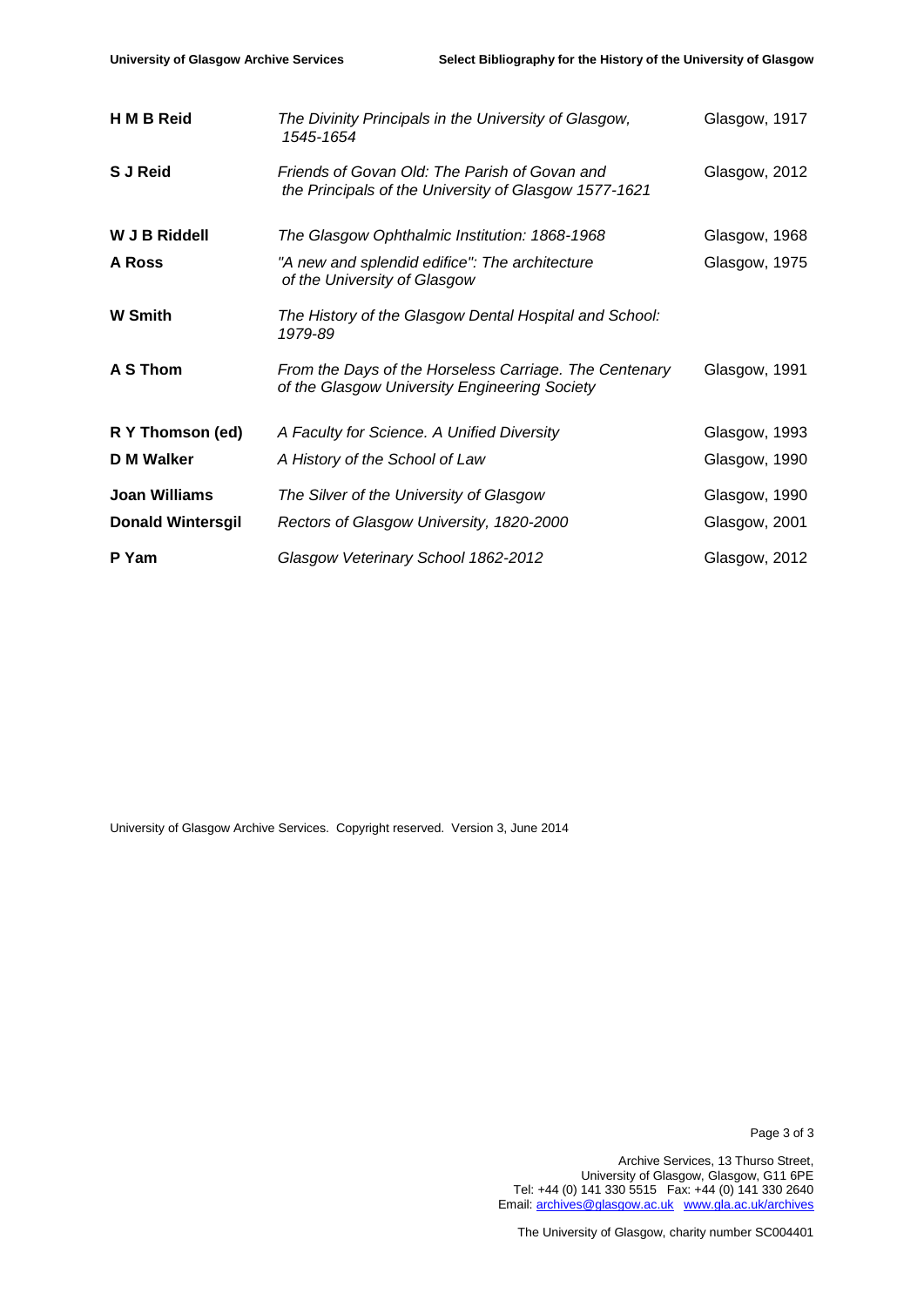| | | |
|---|---|---|
| **H M B Reid** | *The Divinity Principals in the University of Glasgow, 1545-1654* | Glasgow, 1917 |
| **S J Reid** | *Friends of Govan Old: The Parish of Govan and the Principals of the University of Glasgow 1577-1621* | Glasgow, 2012 |
| **W J B Riddell** | *The Glasgow Ophthalmic Institution: 1868-1968* | Glasgow, 1968 |
| **A Ross** | *"A new and splendid edifice": The architecture of the University of Glasgow* | Glasgow, 1975 |
| **W Smith** | *The History of the Glasgow Dental Hospital and School: 1979-89* | |
| **A S Thom** | *From the Days of the Horseless Carriage. The Centenary of the Glasgow University Engineering Society* | Glasgow, 1991 |
| **R Y Thomson (ed)** | *A Faculty for Science. A Unified Diversity* | Glasgow, 1993 |
| **D M Walker** | *A History of the School of Law* | Glasgow, 1990 |
| **Joan Williams** | *The Silver of the University of Glasgow* | Glasgow, 1990 |
| **Donald Wintersgil** | *Rectors of Glasgow University, 1820-2000* | Glasgow, 2001 |
| **P Yam** | *Glasgow Veterinary School 1862-2012* | Glasgow, 2012 |

University of Glasgow Archive Services. Copyright reserved. Version 3, June 2014

Archive Services, 13 Thurso Street,
University of Glasgow, Glasgow, G11 6PE
Tel: +44 (0) 141 330 5515 Fax: +44 (0) 141 330 2640
Email: archives@glasgow.ac.uk www.gla.ac.uk/archives

The University of Glasgow, charity number SC004401